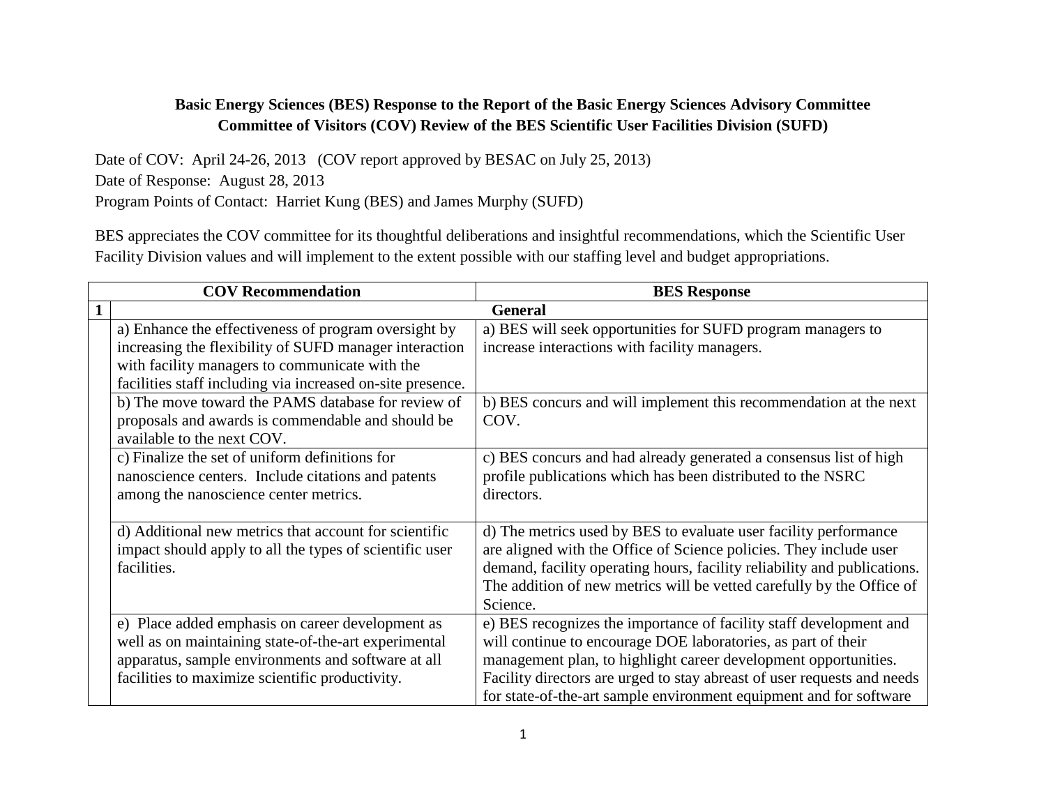**Basic Energy Sciences (BES) Response to the Report of the Basic Energy Sciences Advisory Committee Committee of Visitors (COV) Review of the BES Scientific User Facilities Division (SUFD)**

Date of COV: April 24-26, 2013 (COV report approved by BESAC on July 25, 2013)
Date of Response: August 28, 2013
Program Points of Contact: Harriet Kung (BES) and James Murphy (SUFD)

BES appreciates the COV committee for its thoughtful deliberations and insightful recommendations, which the Scientific User Facility Division values and will implement to the extent possible with our staffing level and budget appropriations.

| | COV Recommendation | BES Response |
|---|---|---|
| **1** | **General** | |
| | a) Enhance the effectiveness of program oversight by increasing the flexibility of SUFD manager interaction with facility managers to communicate with the facilities staff including via increased on-site presence. | a) BES will seek opportunities for SUFD program managers to increase interactions with facility managers. |
| | b) The move toward the PAMS database for review of proposals and awards is commendable and should be available to the next COV. | b) BES concurs and will implement this recommendation at the next COV. |
| | c) Finalize the set of uniform definitions for nanoscience centers. Include citations and patents among the nanoscience center metrics. | c) BES concurs and had already generated a consensus list of high profile publications which has been distributed to the NSRC directors. |
| | d) Additional new metrics that account for scientific impact should apply to all the types of scientific user facilities. | d) The metrics used by BES to evaluate user facility performance are aligned with the Office of Science policies. They include user demand, facility operating hours, facility reliability and publications. The addition of new metrics will be vetted carefully by the Office of Science. |
| | e) Place added emphasis on career development as well as on maintaining state-of-the-art experimental apparatus, sample environments and software at all facilities to maximize scientific productivity. | e) BES recognizes the importance of facility staff development and will continue to encourage DOE laboratories, as part of their management plan, to highlight career development opportunities. Facility directors are urged to stay abreast of user requests and needs for state-of-the-art sample environment equipment and for software |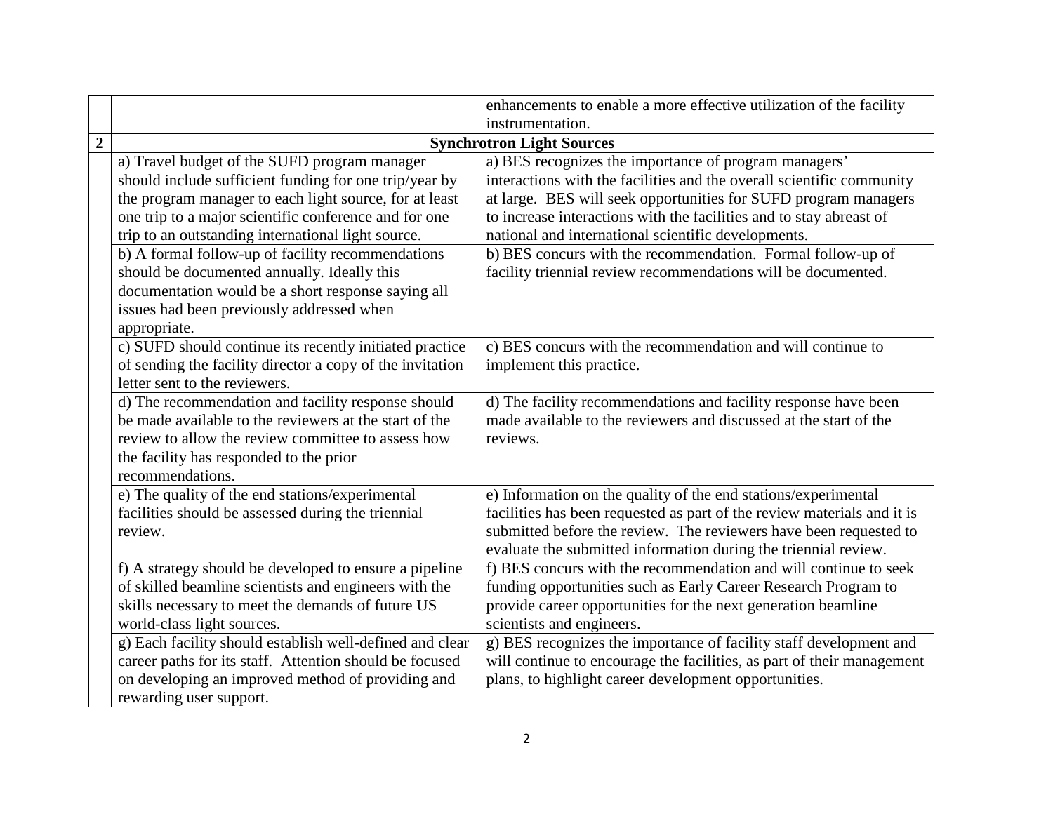| | | |
|---|---|---|
| | | enhancements to enable a more effective utilization of the facility instrumentation. |
| **2** | **Synchrotron Light Sources** | |
| | a) Travel budget of the SUFD program manager should include sufficient funding for one trip/year by the program manager to each light source, for at least one trip to a major scientific conference and for one trip to an outstanding international light source. | a) BES recognizes the importance of program managers' interactions with the facilities and the overall scientific community at large. BES will seek opportunities for SUFD program managers to increase interactions with the facilities and to stay abreast of national and international scientific developments. |
| | b) A formal follow-up of facility recommendations should be documented annually. Ideally this documentation would be a short response saying all issues had been previously addressed when appropriate. | b) BES concurs with the recommendation. Formal follow-up of facility triennial review recommendations will be documented. |
| | c) SUFD should continue its recently initiated practice of sending the facility director a copy of the invitation letter sent to the reviewers. | c) BES concurs with the recommendation and will continue to implement this practice. |
| | d) The recommendation and facility response should be made available to the reviewers at the start of the review to allow the review committee to assess how the facility has responded to the prior recommendations. | d) The facility recommendations and facility response have been made available to the reviewers and discussed at the start of the reviews. |
| | e) The quality of the end stations/experimental facilities should be assessed during the triennial review. | e) Information on the quality of the end stations/experimental facilities has been requested as part of the review materials and it is submitted before the review. The reviewers have been requested to evaluate the submitted information during the triennial review. |
| | f) A strategy should be developed to ensure a pipeline of skilled beamline scientists and engineers with the skills necessary to meet the demands of future US world-class light sources. | f) BES concurs with the recommendation and will continue to seek funding opportunities such as Early Career Research Program to provide career opportunities for the next generation beamline scientists and engineers. |
| | g) Each facility should establish well-defined and clear career paths for its staff. Attention should be focused on developing an improved method of providing and rewarding user support. | g) BES recognizes the importance of facility staff development and will continue to encourage the facilities, as part of their management plans, to highlight career development opportunities. |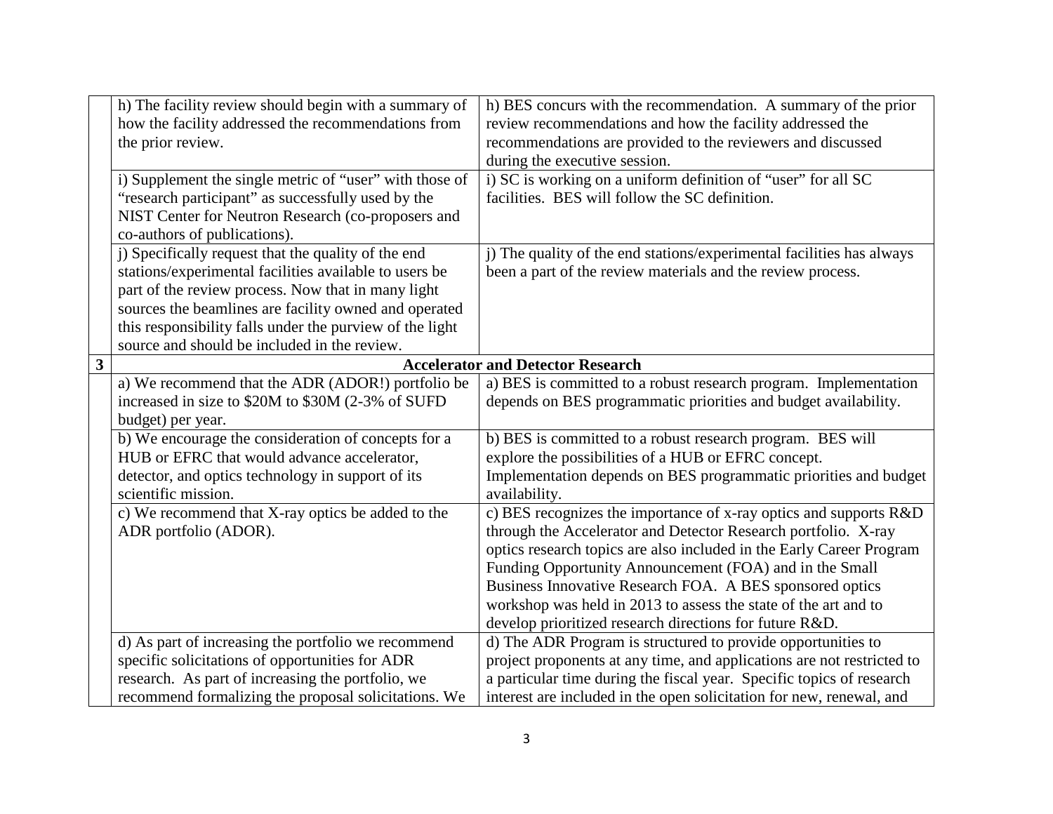| | | |
|---|---|---|
| | h) The facility review should begin with a summary of how the facility addressed the recommendations from the prior review. | h) BES concurs with the recommendation. A summary of the prior review recommendations and how the facility addressed the recommendations are provided to the reviewers and discussed during the executive session. |
| | i) Supplement the single metric of "user" with those of "research participant" as successfully used by the NIST Center for Neutron Research (co-proposers and co-authors of publications). | i) SC is working on a uniform definition of "user" for all SC facilities. BES will follow the SC definition. |
| | j) Specifically request that the quality of the end stations/experimental facilities available to users be part of the review process. Now that in many light sources the beamlines are facility owned and operated this responsibility falls under the purview of the light source and should be included in the review. | j) The quality of the end stations/experimental facilities has always been a part of the review materials and the review process. |
| **3** | **Accelerator and Detector Research** | |
| | a) We recommend that the ADR (ADOR!) portfolio be increased in size to \$20M to \$30M (2-3% of SUFD budget) per year. | a) BES is committed to a robust research program. Implementation depends on BES programmatic priorities and budget availability. |
| | b) We encourage the consideration of concepts for a HUB or EFRC that would advance accelerator, detector, and optics technology in support of its scientific mission. | b) BES is committed to a robust research program. BES will explore the possibilities of a HUB or EFRC concept. Implementation depends on BES programmatic priorities and budget availability. |
| | c) We recommend that X-ray optics be added to the ADR portfolio (ADOR). | c) BES recognizes the importance of x-ray optics and supports R&D through the Accelerator and Detector Research portfolio. X-ray optics research topics are also included in the Early Career Program Funding Opportunity Announcement (FOA) and in the Small Business Innovative Research FOA. A BES sponsored optics workshop was held in 2013 to assess the state of the art and to develop prioritized research directions for future R&D. |
| | d) As part of increasing the portfolio we recommend specific solicitations of opportunities for ADR research. As part of increasing the portfolio, we recommend formalizing the proposal solicitations. We | d) The ADR Program is structured to provide opportunities to project proponents at any time, and applications are not restricted to a particular time during the fiscal year. Specific topics of research interest are included in the open solicitation for new, renewal, and |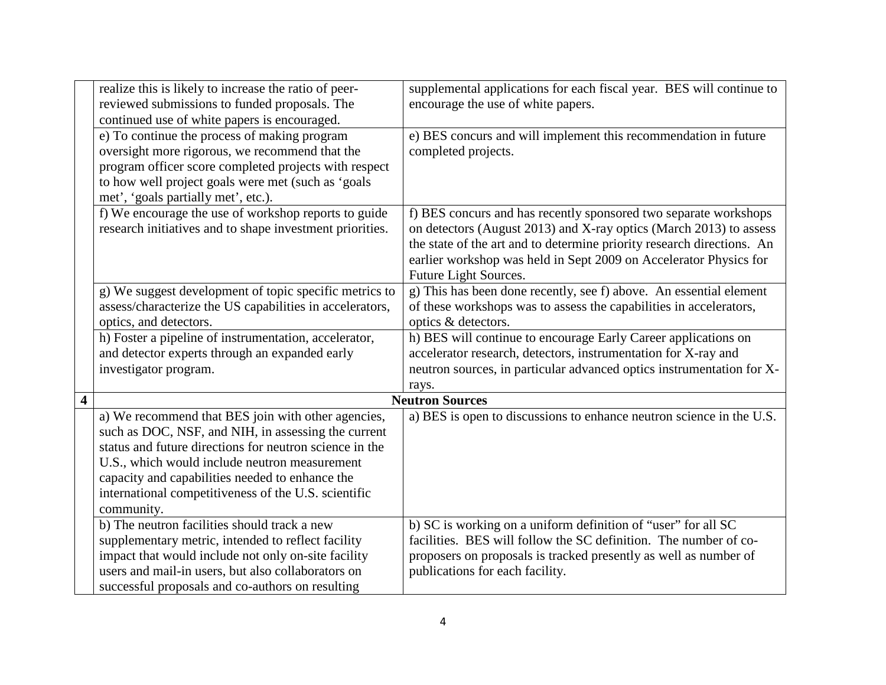| | | |
|---|---|---|
| | realize this is likely to increase the ratio of peer-reviewed submissions to funded proposals. The continued use of white papers is encouraged. | supplemental applications for each fiscal year. BES will continue to encourage the use of white papers. |
| | e) To continue the process of making program oversight more rigorous, we recommend that the program officer score completed projects with respect to how well project goals were met (such as 'goals met', 'goals partially met', etc.). | e) BES concurs and will implement this recommendation in future completed projects. |
| | f) We encourage the use of workshop reports to guide research initiatives and to shape investment priorities. | f) BES concurs and has recently sponsored two separate workshops on detectors (August 2013) and X-ray optics (March 2013) to assess the state of the art and to determine priority research directions. An earlier workshop was held in Sept 2009 on Accelerator Physics for Future Light Sources. |
| | g) We suggest development of topic specific metrics to assess/characterize the US capabilities in accelerators, optics, and detectors. | g) This has been done recently, see f) above. An essential element of these workshops was to assess the capabilities in accelerators, optics & detectors. |
| | h) Foster a pipeline of instrumentation, accelerator, and detector experts through an expanded early investigator program. | h) BES will continue to encourage Early Career applications on accelerator research, detectors, instrumentation for X-ray and neutron sources, in particular advanced optics instrumentation for X-rays. |
| **4** | **Neutron Sources** | |
| | a) We recommend that BES join with other agencies, such as DOC, NSF, and NIH, in assessing the current status and future directions for neutron science in the U.S., which would include neutron measurement capacity and capabilities needed to enhance the international competitiveness of the U.S. scientific community. | a) BES is open to discussions to enhance neutron science in the U.S. |
| | b) The neutron facilities should track a new supplementary metric, intended to reflect facility impact that would include not only on-site facility users and mail-in users, but also collaborators on successful proposals and co-authors on resulting | b) SC is working on a uniform definition of "user" for all SC facilities. BES will follow the SC definition. The number of co-proposers on proposals is tracked presently as well as number of publications for each facility. |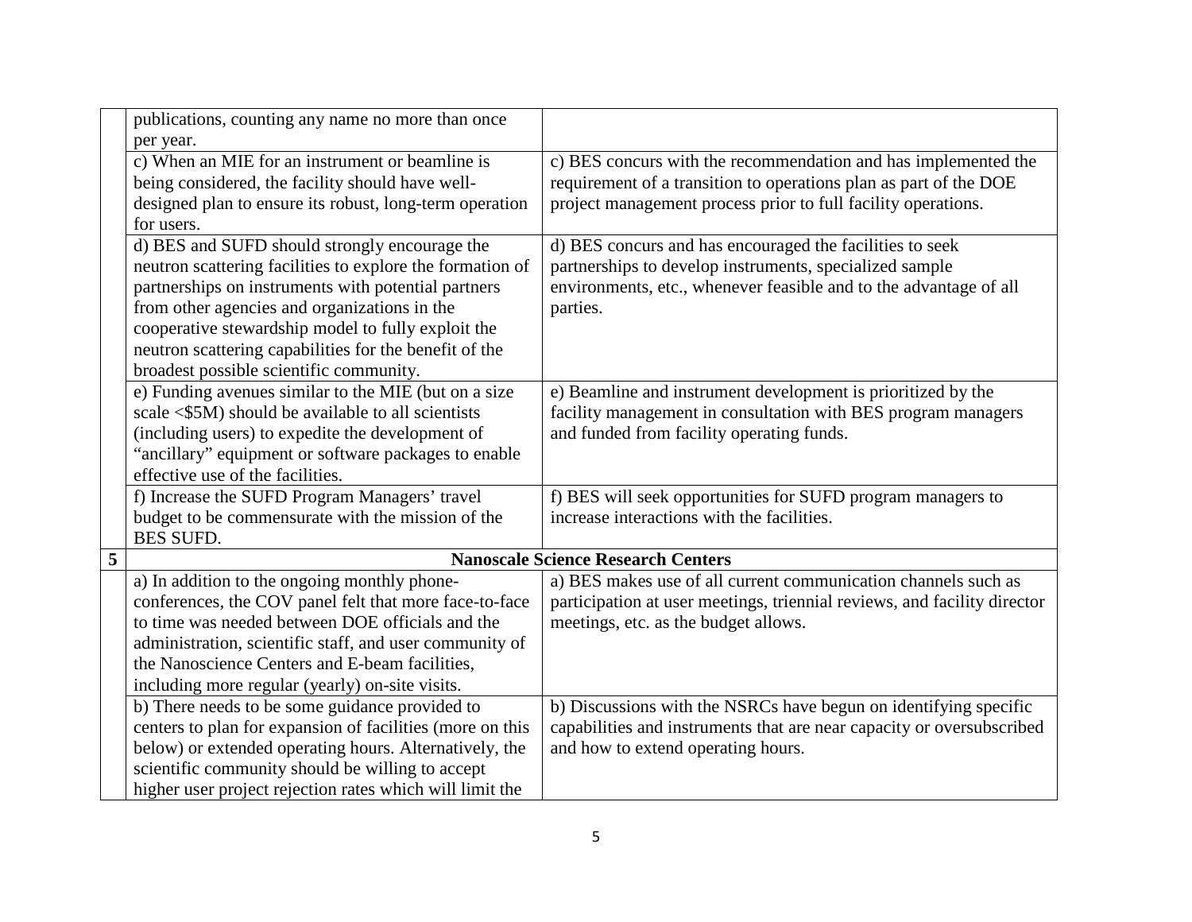| | | |
|---|---|---|
| | publications, counting any name no more than once per year. | |
| | c) When an MIE for an instrument or beamline is being considered, the facility should have well-designed plan to ensure its robust, long-term operation for users. | c) BES concurs with the recommendation and has implemented the requirement of a transition to operations plan as part of the DOE project management process prior to full facility operations. |
| | d) BES and SUFD should strongly encourage the neutron scattering facilities to explore the formation of partnerships on instruments with potential partners from other agencies and organizations in the cooperative stewardship model to fully exploit the neutron scattering capabilities for the benefit of the broadest possible scientific community. | d) BES concurs and has encouraged the facilities to seek partnerships to develop instruments, specialized sample environments, etc., whenever feasible and to the advantage of all parties. |
| | e) Funding avenues similar to the MIE (but on a size scale <$5M) should be available to all scientists (including users) to expedite the development of "ancillary" equipment or software packages to enable effective use of the facilities. | e) Beamline and instrument development is prioritized by the facility management in consultation with BES program managers and funded from facility operating funds. |
| | f) Increase the SUFD Program Managers' travel budget to be commensurate with the mission of the BES SUFD. | f) BES will seek opportunities for SUFD program managers to increase interactions with the facilities. |
| **5** | **Nanoscale Science Research Centers** | |
| | a) In addition to the ongoing monthly phone-conferences, the COV panel felt that more face-to-face to time was needed between DOE officials and the administration, scientific staff, and user community of the Nanoscience Centers and E-beam facilities, including more regular (yearly) on-site visits. | a) BES makes use of all current communication channels such as participation at user meetings, triennial reviews, and facility director meetings, etc. as the budget allows. |
| | b) There needs to be some guidance provided to centers to plan for expansion of facilities (more on this below) or extended operating hours. Alternatively, the scientific community should be willing to accept higher user project rejection rates which will limit the | b) Discussions with the NSRCs have begun on identifying specific capabilities and instruments that are near capacity or oversubscribed and how to extend operating hours. |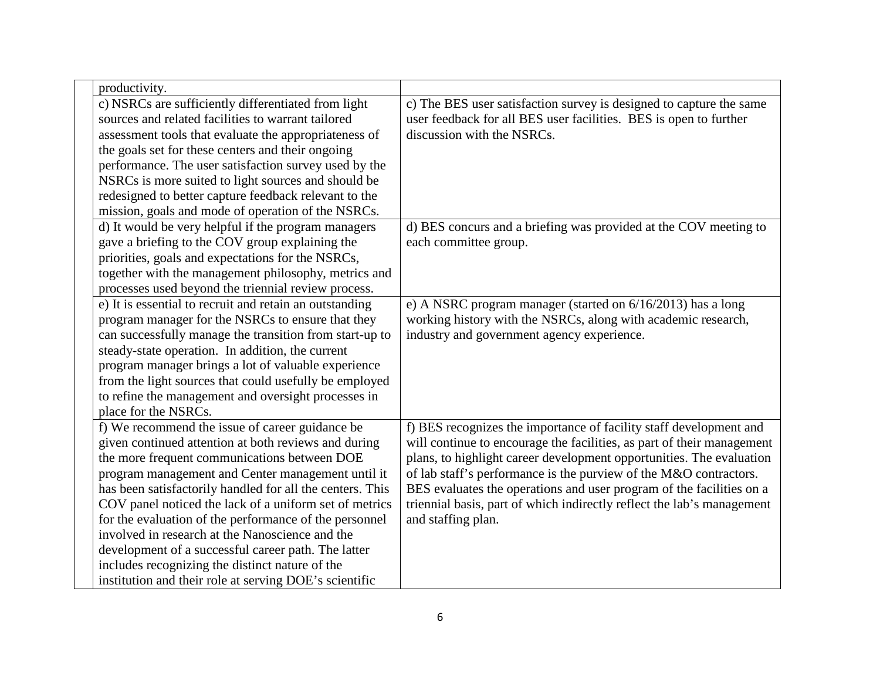| | | |
|---|---|---|
| | productivity. | |
| | c) NSRCs are sufficiently differentiated from light sources and related facilities to warrant tailored assessment tools that evaluate the appropriateness of the goals set for these centers and their ongoing performance. The user satisfaction survey used by the NSRCs is more suited to light sources and should be redesigned to better capture feedback relevant to the mission, goals and mode of operation of the NSRCs. | c) The BES user satisfaction survey is designed to capture the same user feedback for all BES user facilities. BES is open to further discussion with the NSRCs. |
| | d) It would be very helpful if the program managers gave a briefing to the COV group explaining the priorities, goals and expectations for the NSRCs, together with the management philosophy, metrics and processes used beyond the triennial review process. | d) BES concurs and a briefing was provided at the COV meeting to each committee group. |
| | e) It is essential to recruit and retain an outstanding program manager for the NSRCs to ensure that they can successfully manage the transition from start-up to steady-state operation. In addition, the current program manager brings a lot of valuable experience from the light sources that could usefully be employed to refine the management and oversight processes in place for the NSRCs. | e) A NSRC program manager (started on 6/16/2013) has a long working history with the NSRCs, along with academic research, industry and government agency experience. |
| | f) We recommend the issue of career guidance be given continued attention at both reviews and during the more frequent communications between DOE program management and Center management until it has been satisfactorily handled for all the centers. This COV panel noticed the lack of a uniform set of metrics for the evaluation of the performance of the personnel involved in research at the Nanoscience and the development of a successful career path. The latter includes recognizing the distinct nature of the institution and their role at serving DOE's scientific | f) BES recognizes the importance of facility staff development and will continue to encourage the facilities, as part of their management plans, to highlight career development opportunities. The evaluation of lab staff's performance is the purview of the M&O contractors. BES evaluates the operations and user program of the facilities on a triennial basis, part of which indirectly reflect the lab's management and staffing plan. |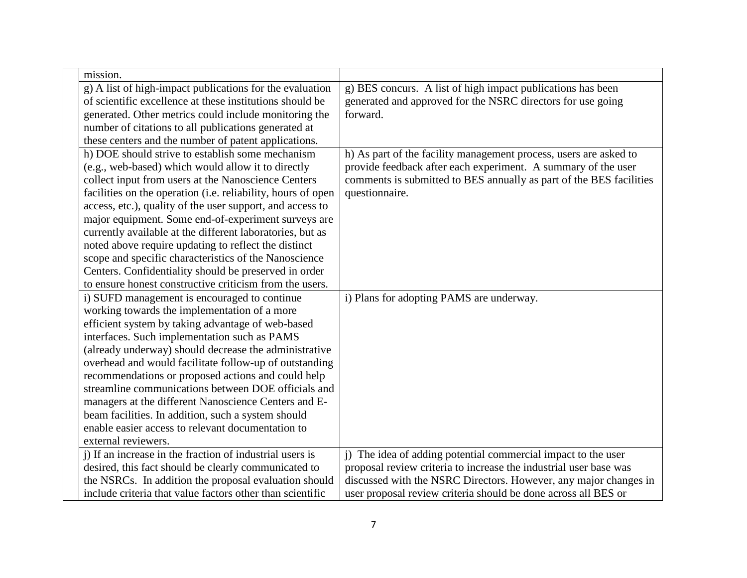| | | |
|---|---|---|
| | mission. | |
| | g) A list of high-impact publications for the evaluation of scientific excellence at these institutions should be generated. Other metrics could include monitoring the number of citations to all publications generated at these centers and the number of patent applications. | g) BES concurs. A list of high impact publications has been generated and approved for the NSRC directors for use going forward. |
| | h) DOE should strive to establish some mechanism (e.g., web-based) which would allow it to directly collect input from users at the Nanoscience Centers facilities on the operation (i.e. reliability, hours of open access, etc.), quality of the user support, and access to major equipment. Some end-of-experiment surveys are currently available at the different laboratories, but as noted above require updating to reflect the distinct scope and specific characteristics of the Nanoscience Centers. Confidentiality should be preserved in order to ensure honest constructive criticism from the users. | h) As part of the facility management process, users are asked to provide feedback after each experiment. A summary of the user comments is submitted to BES annually as part of the BES facilities questionnaire. |
| | i) SUFD management is encouraged to continue working towards the implementation of a more efficient system by taking advantage of web-based interfaces. Such implementation such as PAMS (already underway) should decrease the administrative overhead and would facilitate follow-up of outstanding recommendations or proposed actions and could help streamline communications between DOE officials and managers at the different Nanoscience Centers and E-beam facilities. In addition, such a system should enable easier access to relevant documentation to external reviewers. | i) Plans for adopting PAMS are underway. |
| | j) If an increase in the fraction of industrial users is desired, this fact should be clearly communicated to the NSRCs. In addition the proposal evaluation should include criteria that value factors other than scientific | j) The idea of adding potential commercial impact to the user proposal review criteria to increase the industrial user base was discussed with the NSRC Directors. However, any major changes in user proposal review criteria should be done across all BES or |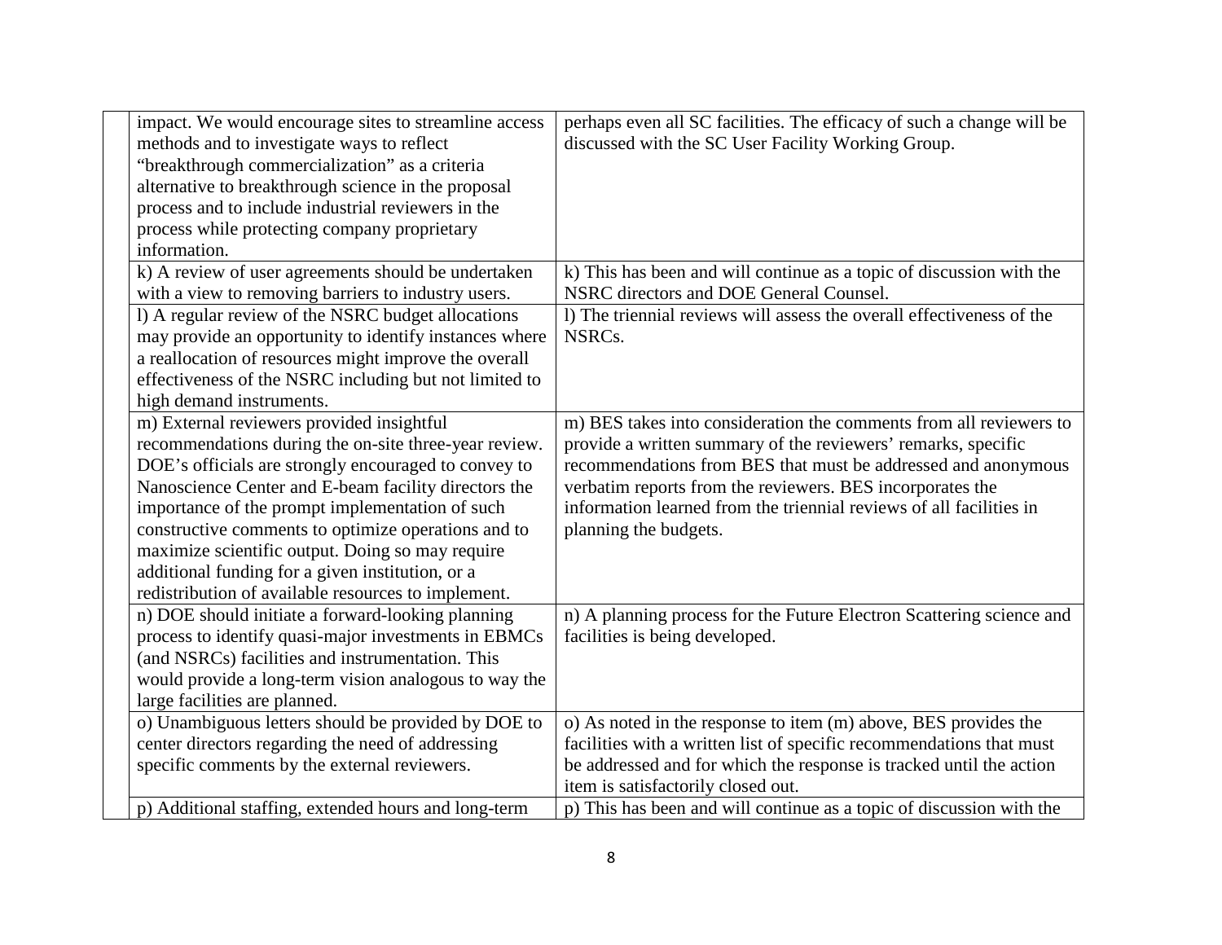| | | |
|---|---|---|
| | impact. We would encourage sites to streamline access methods and to investigate ways to reflect "breakthrough commercialization" as a criteria alternative to breakthrough science in the proposal process and to include industrial reviewers in the process while protecting company proprietary information. | perhaps even all SC facilities. The efficacy of such a change will be discussed with the SC User Facility Working Group. |
| | k) A review of user agreements should be undertaken with a view to removing barriers to industry users. | k) This has been and will continue as a topic of discussion with the NSRC directors and DOE General Counsel. |
| | l) A regular review of the NSRC budget allocations may provide an opportunity to identify instances where a reallocation of resources might improve the overall effectiveness of the NSRC including but not limited to high demand instruments. | l) The triennial reviews will assess the overall effectiveness of the NSRCs. |
| | m) External reviewers provided insightful recommendations during the on-site three-year review. DOE's officials are strongly encouraged to convey to Nanoscience Center and E-beam facility directors the importance of the prompt implementation of such constructive comments to optimize operations and to maximize scientific output. Doing so may require additional funding for a given institution, or a redistribution of available resources to implement. | m) BES takes into consideration the comments from all reviewers to provide a written summary of the reviewers' remarks, specific recommendations from BES that must be addressed and anonymous verbatim reports from the reviewers. BES incorporates the information learned from the triennial reviews of all facilities in planning the budgets. |
| | n) DOE should initiate a forward-looking planning process to identify quasi-major investments in EBMCs (and NSRCs) facilities and instrumentation. This would provide a long-term vision analogous to way the large facilities are planned. | n) A planning process for the Future Electron Scattering science and facilities is being developed. |
| | o) Unambiguous letters should be provided by DOE to center directors regarding the need of addressing specific comments by the external reviewers. | o) As noted in the response to item (m) above, BES provides the facilities with a written list of specific recommendations that must be addressed and for which the response is tracked until the action item is satisfactorily closed out. |
| | p) Additional staffing, extended hours and long-term | p) This has been and will continue as a topic of discussion with the |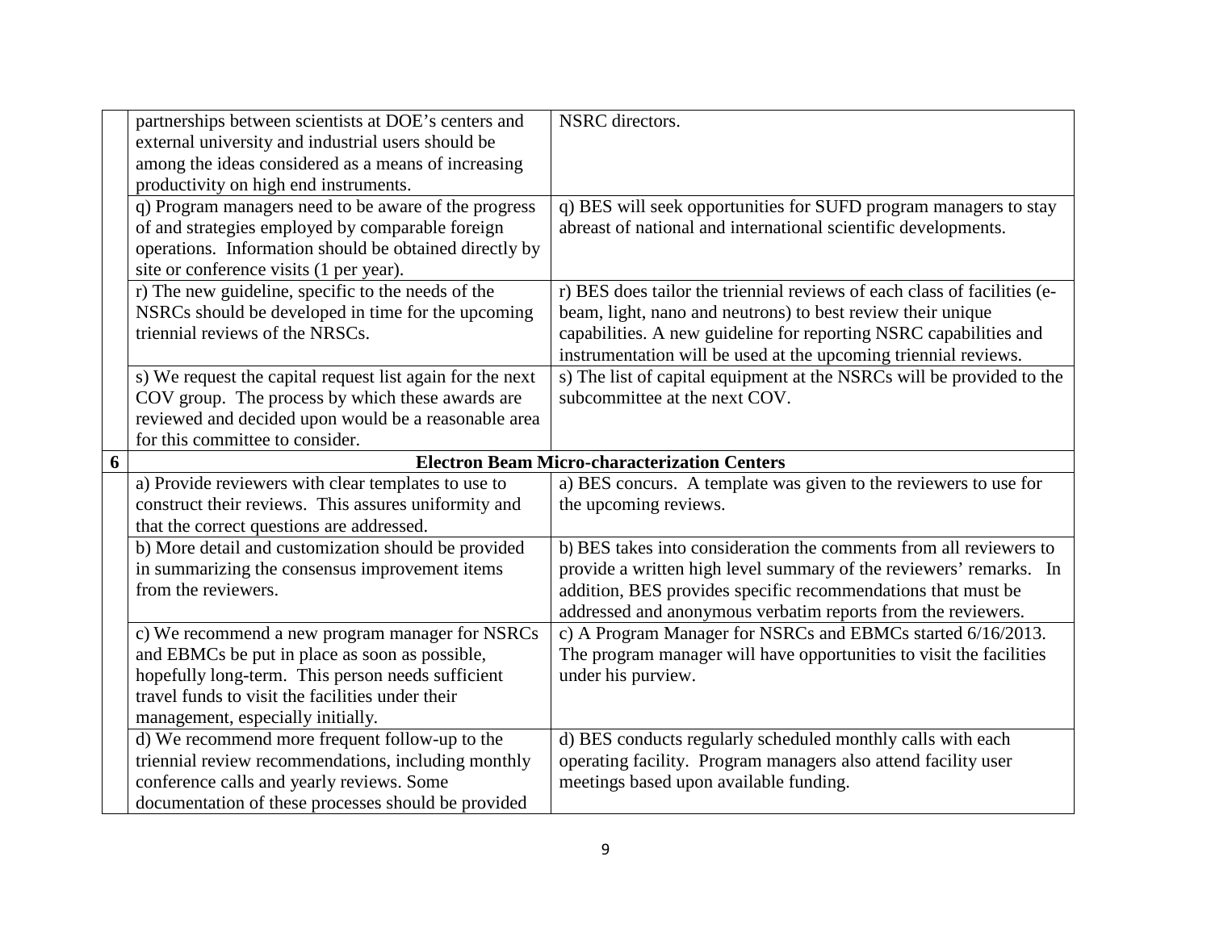| | | |
|---|---|---|
| | partnerships between scientists at DOE's centers and external university and industrial users should be among the ideas considered as a means of increasing productivity on high end instruments. | NSRC directors. |
| | q) Program managers need to be aware of the progress of and strategies employed by comparable foreign operations. Information should be obtained directly by site or conference visits (1 per year). | q) BES will seek opportunities for SUFD program managers to stay abreast of national and international scientific developments. |
| | r) The new guideline, specific to the needs of the NSRCs should be developed in time for the upcoming triennial reviews of the NRSCs. | r) BES does tailor the triennial reviews of each class of facilities (e-beam, light, nano and neutrons) to best review their unique capabilities. A new guideline for reporting NSRC capabilities and instrumentation will be used at the upcoming triennial reviews. |
| | s) We request the capital request list again for the next COV group. The process by which these awards are reviewed and decided upon would be a reasonable area for this committee to consider. | s) The list of capital equipment at the NSRCs will be provided to the subcommittee at the next COV. |
| **6** | **Electron Beam Micro-characterization Centers** | |
| | a) Provide reviewers with clear templates to use to construct their reviews. This assures uniformity and that the correct questions are addressed. | a) BES concurs. A template was given to the reviewers to use for the upcoming reviews. |
| | b) More detail and customization should be provided in summarizing the consensus improvement items from the reviewers. | b) BES takes into consideration the comments from all reviewers to provide a written high level summary of the reviewers' remarks. In addition, BES provides specific recommendations that must be addressed and anonymous verbatim reports from the reviewers. |
| | c) We recommend a new program manager for NSRCs and EBMCs be put in place as soon as possible, hopefully long-term. This person needs sufficient travel funds to visit the facilities under their management, especially initially. | c) A Program Manager for NSRCs and EBMCs started 6/16/2013. The program manager will have opportunities to visit the facilities under his purview. |
| | d) We recommend more frequent follow-up to the triennial review recommendations, including monthly conference calls and yearly reviews. Some documentation of these processes should be provided | d) BES conducts regularly scheduled monthly calls with each operating facility. Program managers also attend facility user meetings based upon available funding. |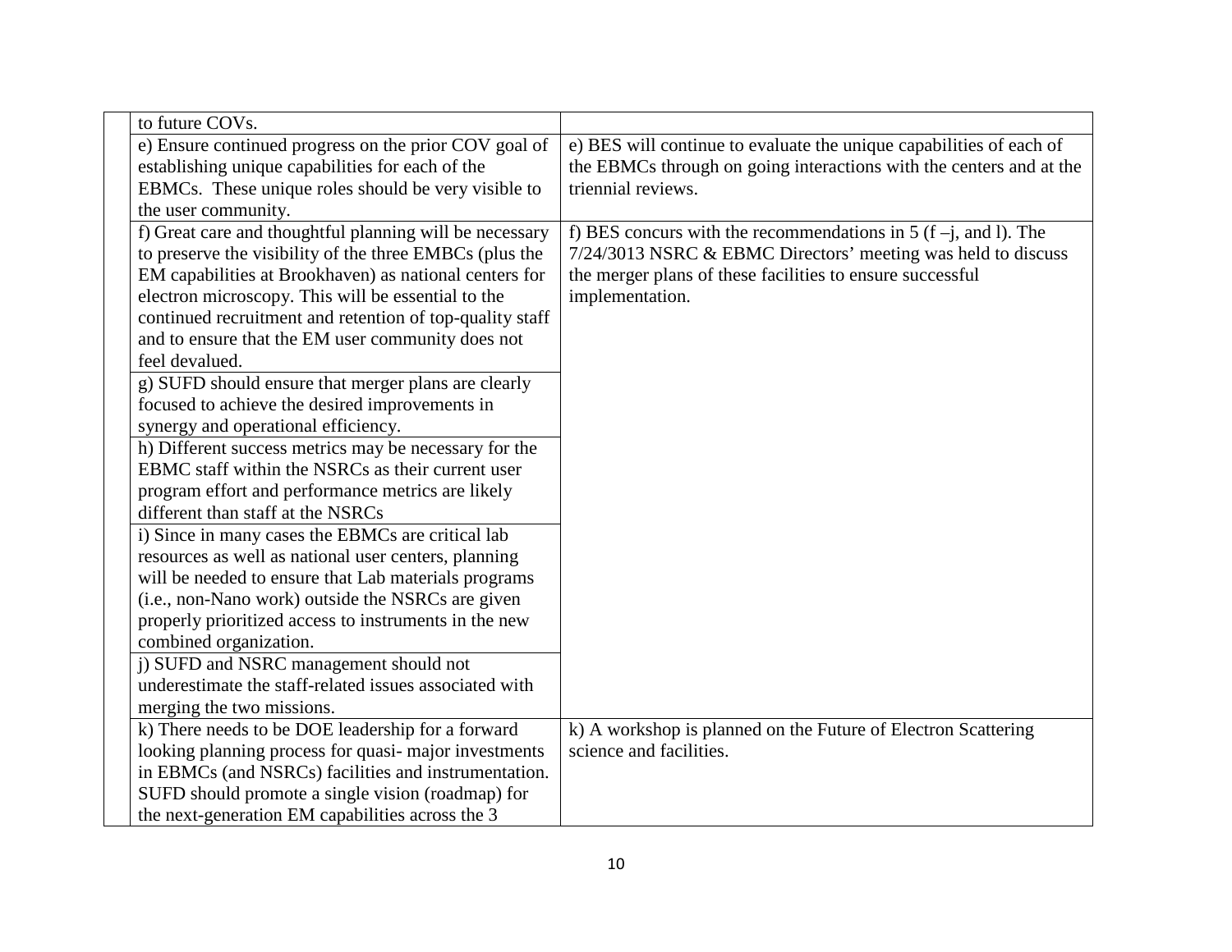| | | |
|---|---|---|
| | to future COVs. | |
| | e) Ensure continued progress on the prior COV goal of establishing unique capabilities for each of the EBMCs. These unique roles should be very visible to the user community. | e) BES will continue to evaluate the unique capabilities of each of the EBMCs through on going interactions with the centers and at the triennial reviews. |
| | f) Great care and thoughtful planning will be necessary to preserve the visibility of the three EMBCs (plus the EM capabilities at Brookhaven) as national centers for electron microscopy. This will be essential to the continued recruitment and retention of top-quality staff and to ensure that the EM user community does not feel devalued. | f) BES concurs with the recommendations in 5 (f –j, and l). The 7/24/3013 NSRC & EBMC Directors' meeting was held to discuss the merger plans of these facilities to ensure successful implementation. |
| | g) SUFD should ensure that merger plans are clearly focused to achieve the desired improvements in synergy and operational efficiency. | |
| | h) Different success metrics may be necessary for the EBMC staff within the NSRCs as their current user program effort and performance metrics are likely different than staff at the NSRCs | |
| | i) Since in many cases the EBMCs are critical lab resources as well as national user centers, planning will be needed to ensure that Lab materials programs (i.e., non-Nano work) outside the NSRCs are given properly prioritized access to instruments in the new combined organization. | |
| | j) SUFD and NSRC management should not underestimate the staff-related issues associated with merging the two missions. | |
| | k) There needs to be DOE leadership for a forward looking planning process for quasi- major investments in EBMCs (and NSRCs) facilities and instrumentation. SUFD should promote a single vision (roadmap) for the next-generation EM capabilities across the 3 | k) A workshop is planned on the Future of Electron Scattering science and facilities. |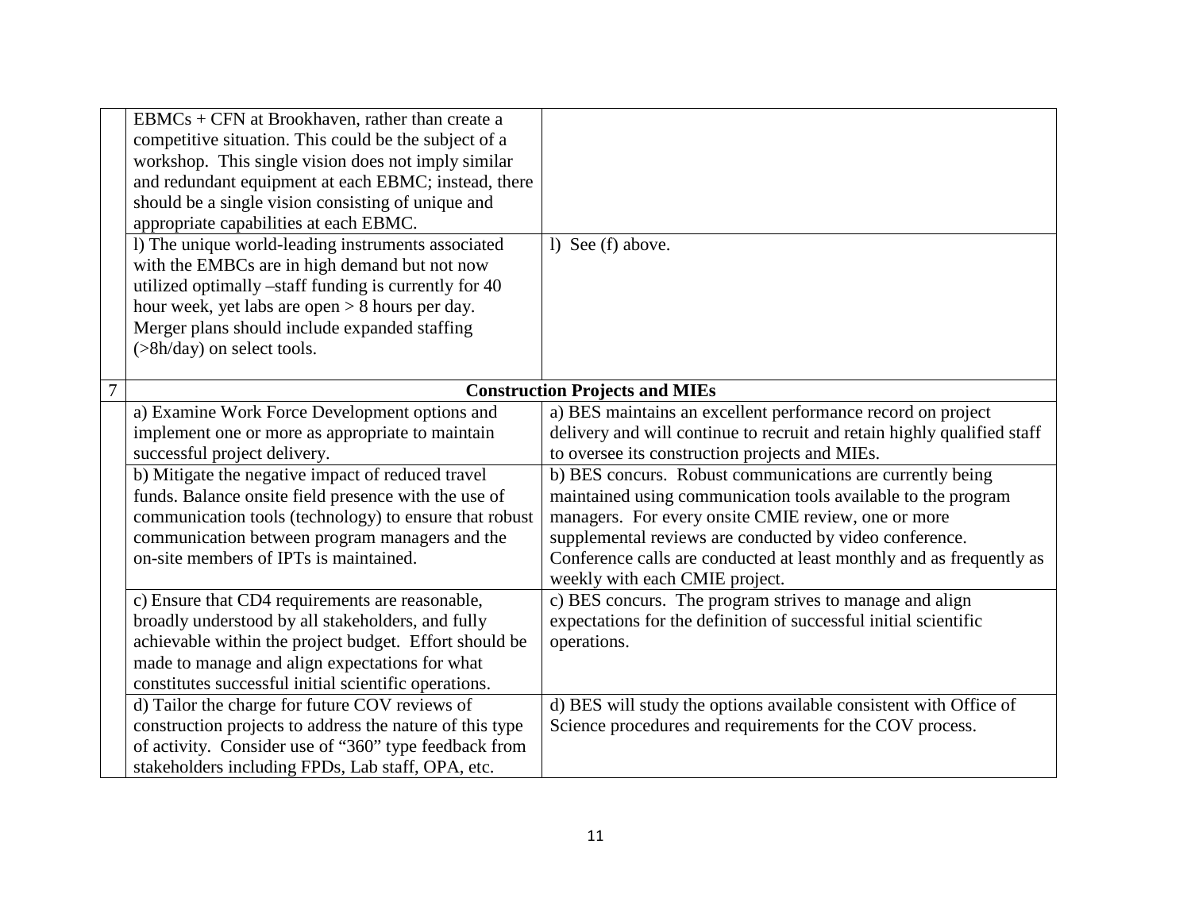| | | |
|---|---|---|
| | EBMCs + CFN at Brookhaven, rather than create a competitive situation. This could be the subject of a workshop. This single vision does not imply similar and redundant equipment at each EBMC; instead, there should be a single vision consisting of unique and appropriate capabilities at each EBMC. | |
| | l) The unique world-leading instruments associated with the EMBCs are in high demand but not now utilized optimally –staff funding is currently for 40 hour week, yet labs are open > 8 hours per day. Merger plans should include expanded staffing (>8h/day) on select tools. | l) See (f) above. |
| 7 | **Construction Projects and MIEs** | |
| | a) Examine Work Force Development options and implement one or more as appropriate to maintain successful project delivery. | a) BES maintains an excellent performance record on project delivery and will continue to recruit and retain highly qualified staff to oversee its construction projects and MIEs. |
| | b) Mitigate the negative impact of reduced travel funds. Balance onsite field presence with the use of communication tools (technology) to ensure that robust communication between program managers and the on-site members of IPTs is maintained. | b) BES concurs. Robust communications are currently being maintained using communication tools available to the program managers. For every onsite CMIE review, one or more supplemental reviews are conducted by video conference. Conference calls are conducted at least monthly and as frequently as weekly with each CMIE project. |
| | c) Ensure that CD4 requirements are reasonable, broadly understood by all stakeholders, and fully achievable within the project budget. Effort should be made to manage and align expectations for what constitutes successful initial scientific operations. | c) BES concurs. The program strives to manage and align expectations for the definition of successful initial scientific operations. |
| | d) Tailor the charge for future COV reviews of construction projects to address the nature of this type of activity. Consider use of "360" type feedback from stakeholders including FPDs, Lab staff, OPA, etc. | d) BES will study the options available consistent with Office of Science procedures and requirements for the COV process. |